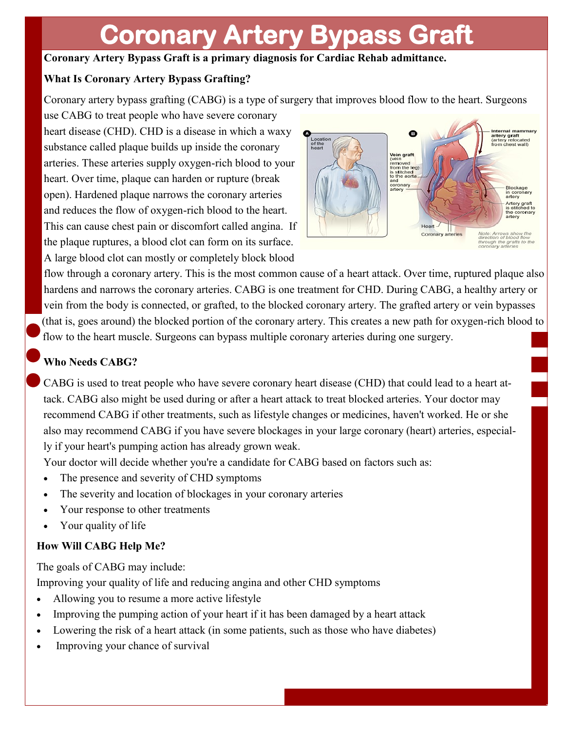# Coronary Artery Bypass Graft

**Coronary Artery Bypass Graft is a primary diagnosis for Cardiac Rehab admittance.**

**What Is Coronary Artery Bypass Grafting?**

Coronary artery bypass grafting (CABG) is a type of surgery that improves blood flow to the heart. Surgeons use CABG to treat people who have severe coronary heart disease (CHD). CHD is a disease in which a waxy substance called plaque builds up inside the coronary arteries. These arteries supply oxygen-rich blood to your heart. Over time, plaque can harden or rupture (break open). Hardened plaque narrows the coronary arteries and reduces the flow of oxygen-rich blood to the heart. This can cause chest pain or discomfort called angina. If the plaque ruptures, a blood clot can form on its surface. A large blood clot can mostly or completely block blood flow through a coronary artery. This is the most common cause of a heart attack. Over time, ruptured plaque also hardens and narrows the coronary arteries. CABG is one treatment for CHD. During CABG, a healthy artery or vein from the body is connected, or grafted, to the blocked coronary artery. The grafted artery or vein bypasses (that is, goes around) the blocked portion of the coronary artery. This creates a new path for oxygen-rich blood to flow to the heart muscle. Surgeons can bypass multiple coronary arteries during one surgery.

**Who Needs CABG?**

CABG is used to treat people who have severe coronary heart disease (CHD) that could lead to a heart attack. CABG also might be used during or after a heart attack to treat blocked arteries. Your doctor may recommend CABG if other treatments, such as lifestyle changes or medicines, haven't worked. He or she also may recommend CABG if you have severe blockages in your large coronary (heart) arteries, especially if your heart's pumping action has already grown weak.

Your doctor will decide whether you're a candidate for CABG based on factors such as:

- The presence and severity of CHD symptoms
- The severity and location of blockages in your coronary arteries
- Your response to other treatments
- Your quality of life

**How Will CABG Help Me?**

The goals of CABG may include:

Improving your quality of life and reducing angina and other CHD symptoms

- Allowing you to resume a more active lifestyle
- Improving the pumping action of your heart if it has been damaged by a heart attack
- Lowering the risk of a heart attack (in some patients, such as those who have diabetes)
- Improving your chance of survival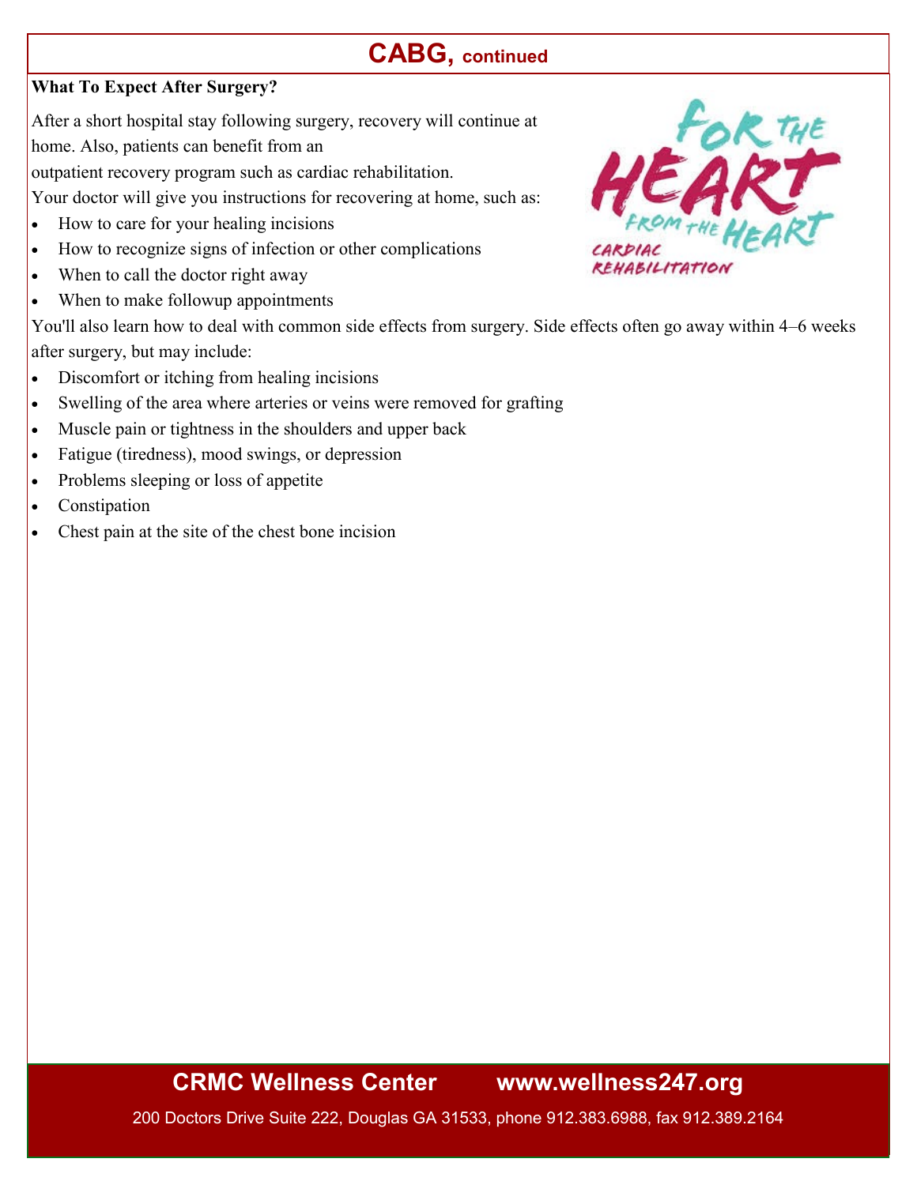# CABG, continued

**What To Expect After Surgery?**

After a short hospital stay following surgery, recovery will continue at home. Also, patients can benefit from an outpatient recovery program such as cardiac rehabilitation.

Your doctor will give you instructions for recovering at home, such as:

- How to care for your healing incisions
- How to recognize signs of infection or other complications
- When to call the doctor right away
- When to make followup appointments

You'll also learn how to deal with common side effects from surgery. Side effects often go away within 4–6 weeks after surgery, but may include:

- Discomfort or itching from healing incisions
- Swelling of the area where arteries or veins were removed for grafting
- Muscle pain or tightness in the shoulders and upper back
- Fatigue (tiredness), mood swings, or depression
- Problems sleeping or loss of appetite
- Constipation
- Chest pain at the site of the chest bone incision

**CRMC Wellness Center www.wellness247.org**

200 Doctors Drive Suite 222, Douglas GA 31533, phone 912.383.6988, fax 912.389.2164